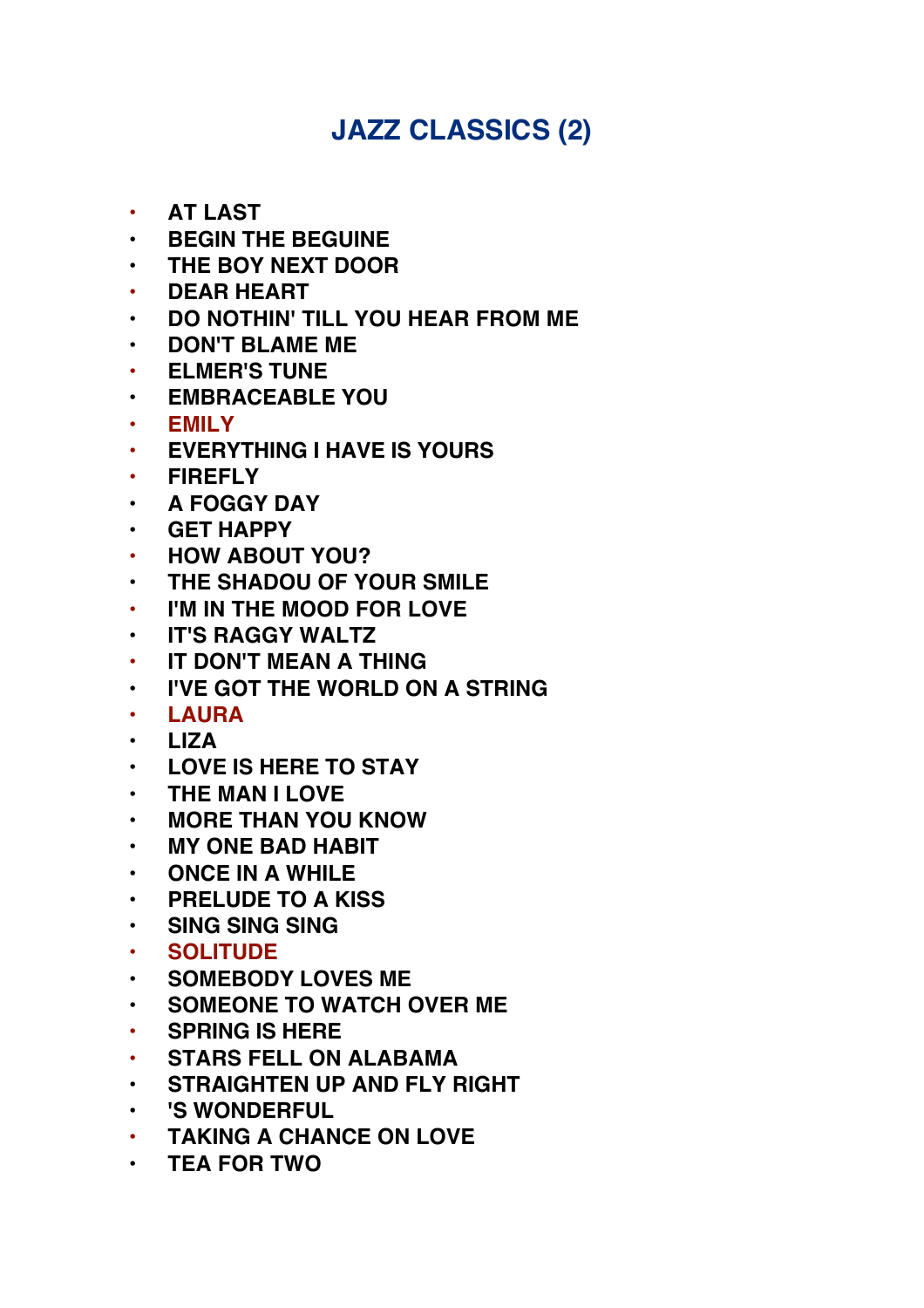# JAZZ CLASSICS (2)

- **AT LAST**
- **BEGIN THE BEGUINE**
- **THE BOY NEXT DOOR**
- **DEAR HEART**
- **DO NOTHIN' TILL YOU HEAR FROM ME**
- **DON'T BLAME ME**
- **ELMER'S TUNE**
- **EMBRACEABLE YOU**
- **EMILY**
- **EVERYTHING I HAVE IS YOURS**
- **FIREFLY**
- **A FOGGY DAY**
- **GET HAPPY**
- **HOW ABOUT YOU?**
- **THE SHADOU OF YOUR SMILE**
- **I'M IN THE MOOD FOR LOVE**
- **IT'S RAGGY WALTZ**
- **IT DON'T MEAN A THING**
- **I'VE GOT THE WORLD ON A STRING**
- **LAURA**
- **LIZA**
- **LOVE IS HERE TO STAY**
- **THE MAN I LOVE**
- **MORE THAN YOU KNOW**
- **MY ONE BAD HABIT**
- **ONCE IN A WHILE**
- **PRELUDE TO A KISS**
- **SING SING SING**
- **SOLITUDE**
- **SOMEBODY LOVES ME**
- **SOMEONE TO WATCH OVER ME**
- **SPRING IS HERE**
- **STARS FELL ON ALABAMA**
- **STRAIGHTEN UP AND FLY RIGHT**
- **'S WONDERFUL**
- **TAKING A CHANCE ON LOVE**
- **TEA FOR TWO**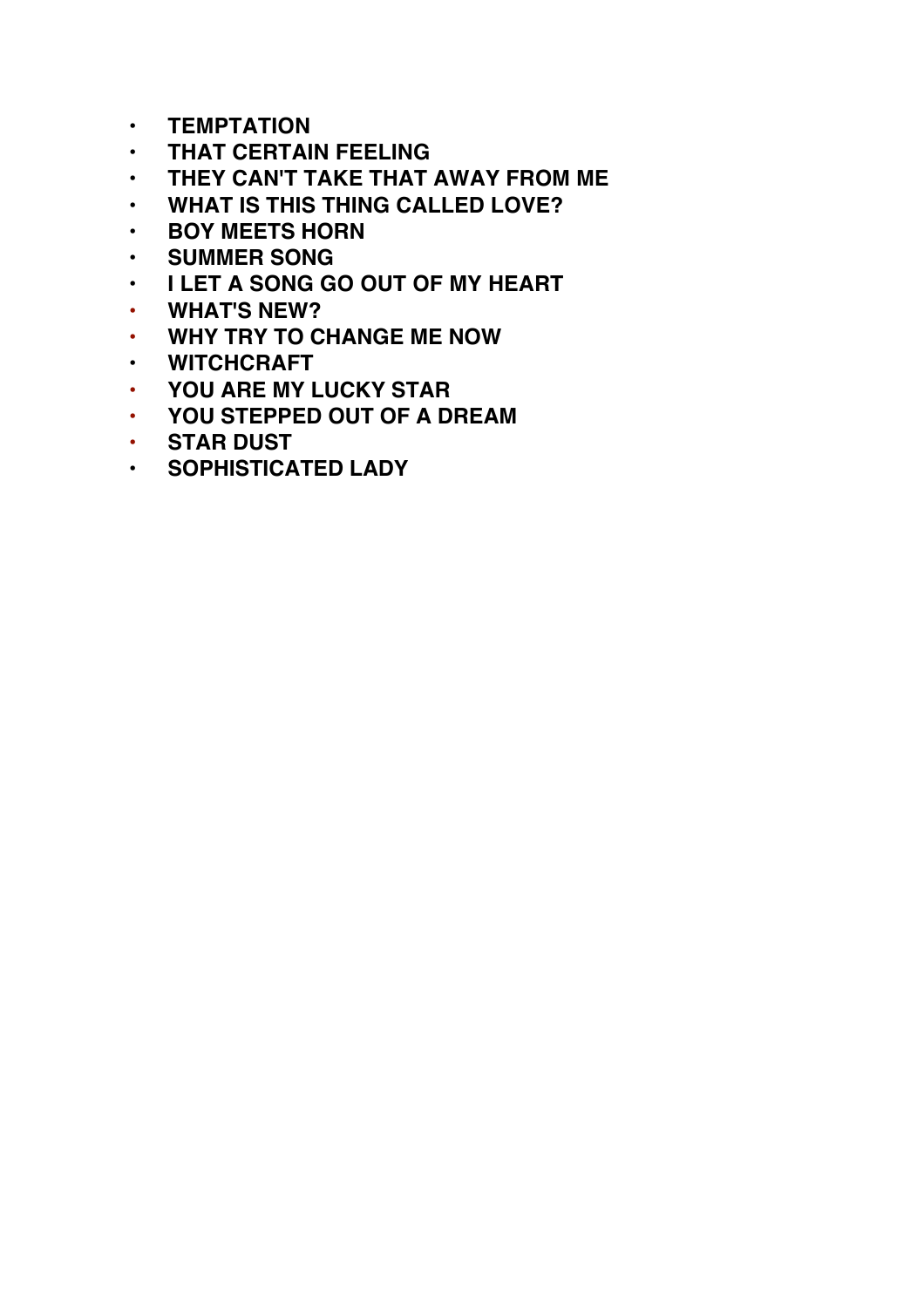- **TEMPTATION**
- **THAT CERTAIN FEELING**
- **THEY CAN'T TAKE THAT AWAY FROM ME**
- **WHAT IS THIS THING CALLED LOVE?**
- **BOY MEETS HORN**
- **SUMMER SONG**
- **I LET A SONG GO OUT OF MY HEART**
- **WHAT'S NEW?**
- **WHY TRY TO CHANGE ME NOW**
- **WITCHCRAFT**
- **YOU ARE MY LUCKY STAR**
- **YOU STEPPED OUT OF A DREAM**
- **STAR DUST**
- **SOPHISTICATED LADY**